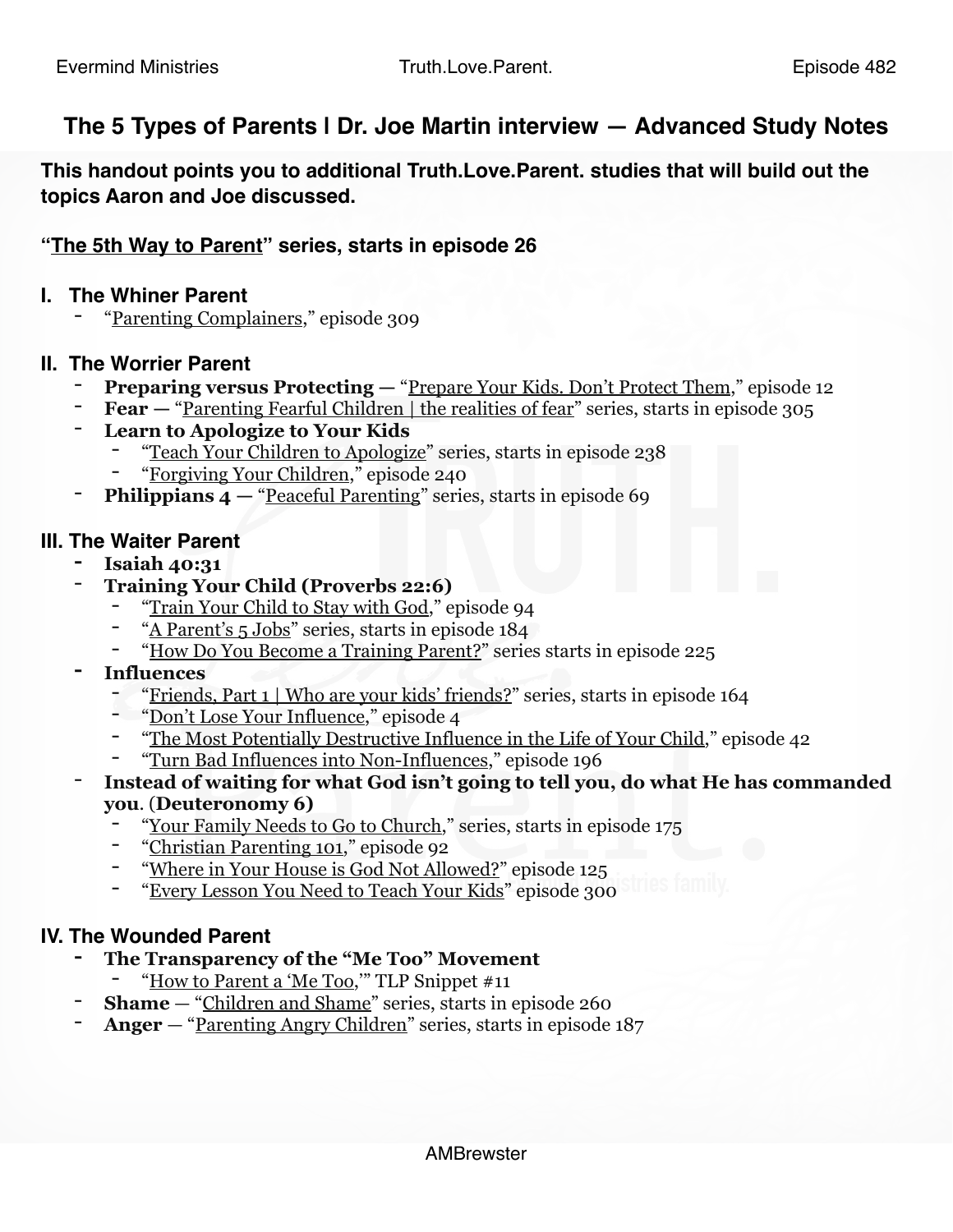# The 5 Types of Parents | Dr. Joe Martin interview — Advanced Study Notes

**This handout points you to additional Truth.Love.Parent. studies that will build out the topics Aaron and Joe discussed.**

**"The 5th Way to Parent" series, starts in episode 26**

## I. The Whiner Parent

- "Parenting Complainers," episode 309

## II. The Worrier Parent

- **Preparing versus Protecting —** "Prepare Your Kids. Don't Protect Them," episode 12
- **Fear —** "Parenting Fearful Children | the realities of fear" series, starts in episode 305
- **Learn to Apologize to Your Kids**
  - "Teach Your Children to Apologize" series, starts in episode 238
  - "Forgiving Your Children," episode 240
- **Philippians 4 —** "Peaceful Parenting" series, starts in episode 69

## III. The Waiter Parent

- **Isaiah 40:31**
- **Training Your Child (Proverbs 22:6)**
  - "Train Your Child to Stay with God," episode 94
  - "A Parent's 5 Jobs" series, starts in episode 184
  - "How Do You Become a Training Parent?" series starts in episode 225
- **Influences**
  - "Friends, Part 1 | Who are your kids' friends?" series, starts in episode 164
  - "Don't Lose Your Influence," episode 4
  - "The Most Potentially Destructive Influence in the Life of Your Child," episode 42
  - "Turn Bad Influences into Non-Influences," episode 196
- **Instead of waiting for what God isn't going to tell you, do what He has commanded you**. (**Deuteronomy 6)**
  - "Your Family Needs to Go to Church," series, starts in episode 175
  - "Christian Parenting 101," episode 92
  - "Where in Your House is God Not Allowed?" episode 125
  - "Every Lesson You Need to Teach Your Kids" episode 300

## IV. The Wounded Parent

- **The Transparency of the "Me Too" Movement**
  - "How to Parent a 'Me Too,'" TLP Snippet #11
- **Shame** — "Children and Shame" series, starts in episode 260
- **Anger** — "Parenting Angry Children" series, starts in episode 187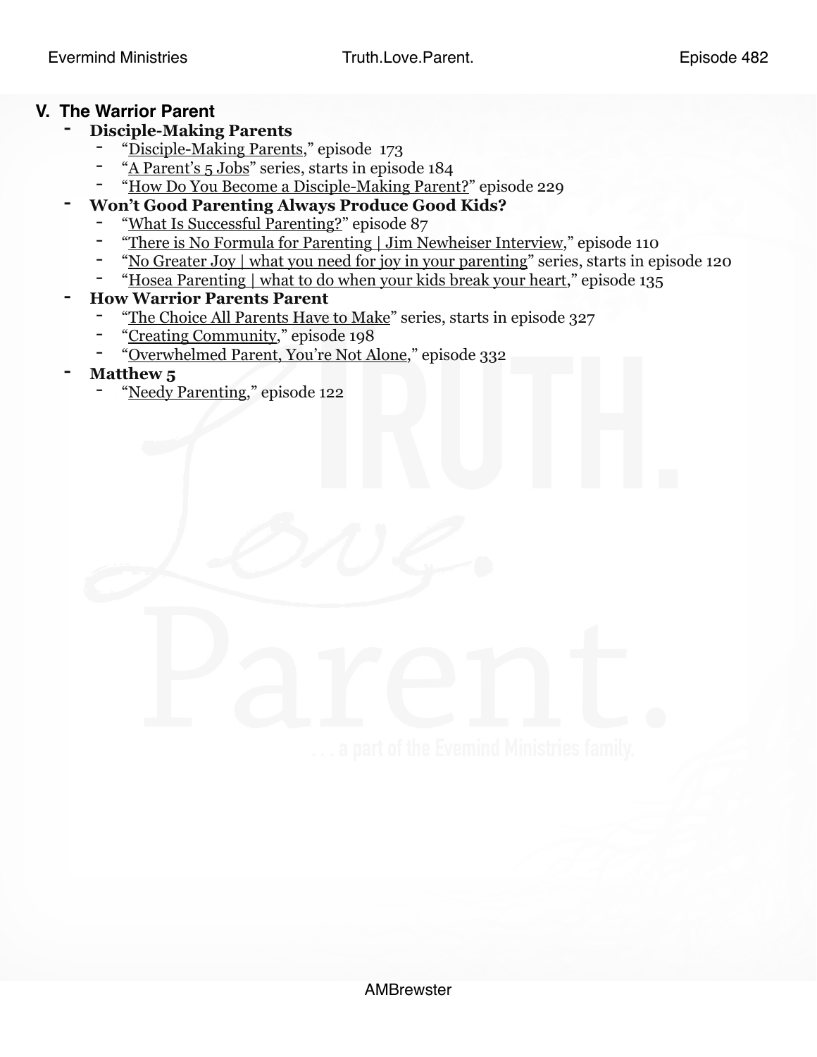## V. The Warrior Parent

- **Disciple-Making Parents**
  - "Disciple-Making Parents," episode 173
  - "A Parent's 5 Jobs" series, starts in episode 184
  - "How Do You Become a Disciple-Making Parent?" episode 229
- **Won't Good Parenting Always Produce Good Kids?**
  - "What Is Successful Parenting?" episode 87
  - "There is No Formula for Parenting | Jim Newheiser Interview," episode 110
  - "No Greater Joy | what you need for joy in your parenting" series, starts in episode 120
  - "Hosea Parenting | what to do when your kids break your heart," episode 135
- **How Warrior Parents Parent**
  - "The Choice All Parents Have to Make" series, starts in episode 327
  - "Creating Community," episode 198
  - "Overwhelmed Parent, You're Not Alone," episode 332
- **Matthew 5**
  - "Needy Parenting," episode 122